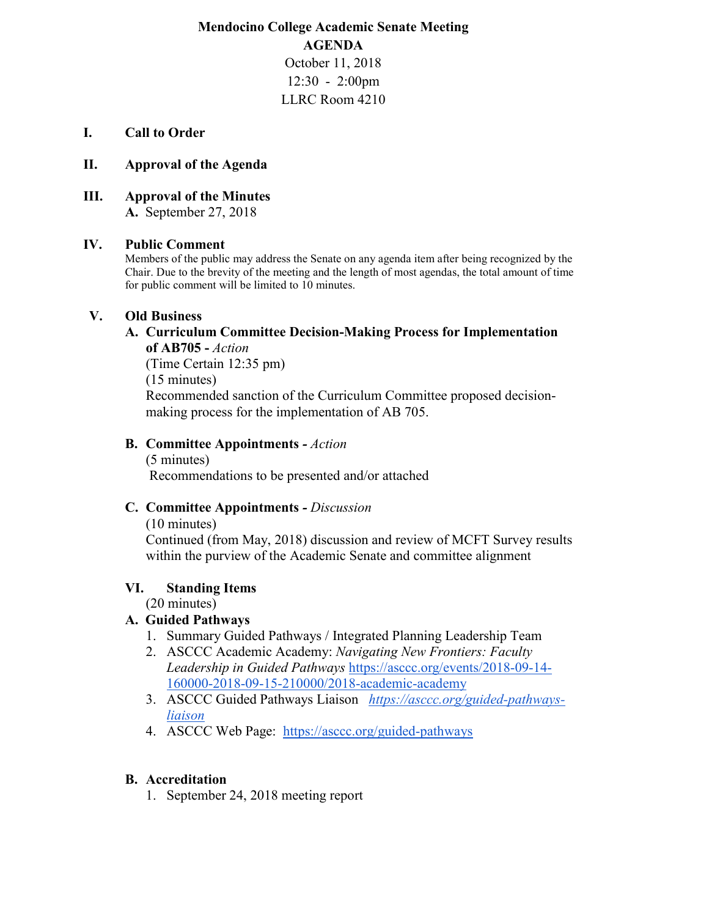# Mendocino College Academic Senate Meeting

## AGENDA

October 11, 2018

12:30 - 2:00pm

LLRC Room 4210

**I. Call to Order**

**II. Approval of the Agenda**

**III. Approval of the Minutes**

**A.** September 27, 2018

**IV. Public Comment**

Members of the public may address the Senate on any agenda item after being recognized by the Chair. Due to the brevity of the meeting and the length of most agendas, the total amount of time for public comment will be limited to 10 minutes.

**V. Old Business**

**A. Curriculum Committee Decision-Making Process for Implementation of AB705 -** *Action*
(Time Certain 12:35 pm)
(15 minutes)
Recommended sanction of the Curriculum Committee proposed decision-making process for the implementation of AB 705.

**B. Committee Appointments -** *Action*
(5 minutes)
Recommendations to be presented and/or attached

**C. Committee Appointments -** *Discussion*
(10 minutes)
Continued (from May, 2018) discussion and review of MCFT Survey results within the purview of the Academic Senate and committee alignment

**VI. Standing Items**
(20 minutes)

**A. Guided Pathways**

1. Summary Guided Pathways / Integrated Planning Leadership Team
2. ASCCC Academic Academy: *Navigating New Frontiers: Faculty Leadership in Guided Pathways* https://asccc.org/events/2018-09-14-160000-2018-09-15-210000/2018-academic-academy
3. ASCCC Guided Pathways Liaison *https://asccc.org/guided-pathways-liaison*
4. ASCCC Web Page: https://asccc.org/guided-pathways

**B. Accreditation**

1. September 24, 2018 meeting report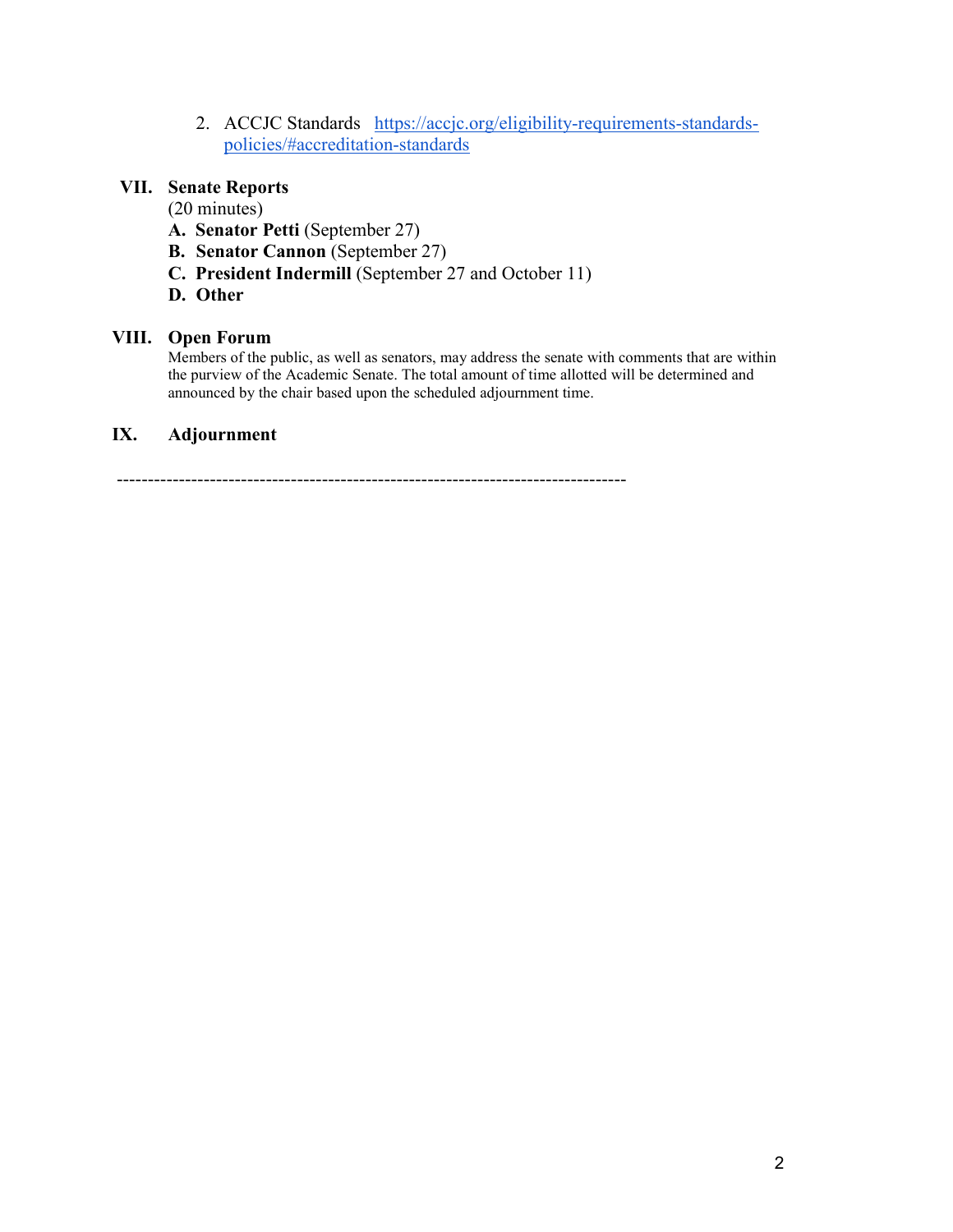2. ACCJC Standards [https://accjc.org/eligibility-requirements-standards-policies/#accreditation-standards](https://accjc.org/eligibility-requirements-standards-policies/#accreditation-standards)

## VII. Senate Reports

(20 minutes)

- **A. Senator Petti** (September 27)
- **B. Senator Cannon** (September 27)
- **C. President Indermill** (September 27 and October 11)
- **D. Other**

## VIII. Open Forum

Members of the public, as well as senators, may address the senate with comments that are within the purview of the Academic Senate. The total amount of time allotted will be determined and announced by the chair based upon the scheduled adjournment time.

## IX. Adjournment

---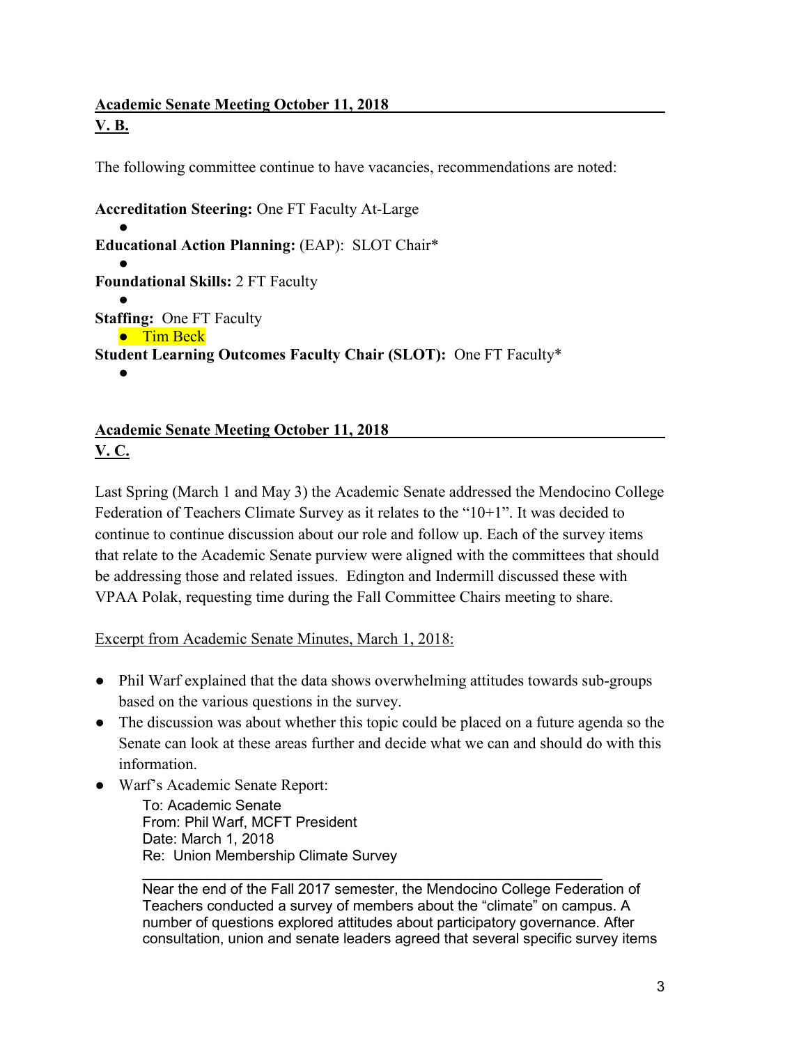**Academic Senate Meeting October 11, 2018**
**V. B.**

The following committee continue to have vacancies, recommendations are noted:

**Accreditation Steering:** One FT Faculty At-Large

- 

**Educational Action Planning:** (EAP): SLOT Chair*

- 

**Foundational Skills:** 2 FT Faculty

- 

**Staffing:** One FT Faculty

- Tim Beck

**Student Learning Outcomes Faculty Chair (SLOT):** One FT Faculty*

- 

**Academic Senate Meeting October 11, 2018**
**V. C.**

Last Spring (March 1 and May 3) the Academic Senate addressed the Mendocino College Federation of Teachers Climate Survey as it relates to the "10+1". It was decided to continue to continue discussion about our role and follow up. Each of the survey items that relate to the Academic Senate purview were aligned with the committees that should be addressing those and related issues. Edington and Indermill discussed these with VPAA Polak, requesting time during the Fall Committee Chairs meeting to share.

Excerpt from Academic Senate Minutes, March 1, 2018:

- Phil Warf explained that the data shows overwhelming attitudes towards sub-groups based on the various questions in the survey.
- The discussion was about whether this topic could be placed on a future agenda so the Senate can look at these areas further and decide what we can and should do with this information.
- Warf's Academic Senate Report:

  To: Academic Senate
  From: Phil Warf, MCFT President
  Date: March 1, 2018
  Re: Union Membership Climate Survey

  ---

  Near the end of the Fall 2017 semester, the Mendocino College Federation of Teachers conducted a survey of members about the "climate" on campus. A number of questions explored attitudes about participatory governance. After consultation, union and senate leaders agreed that several specific survey items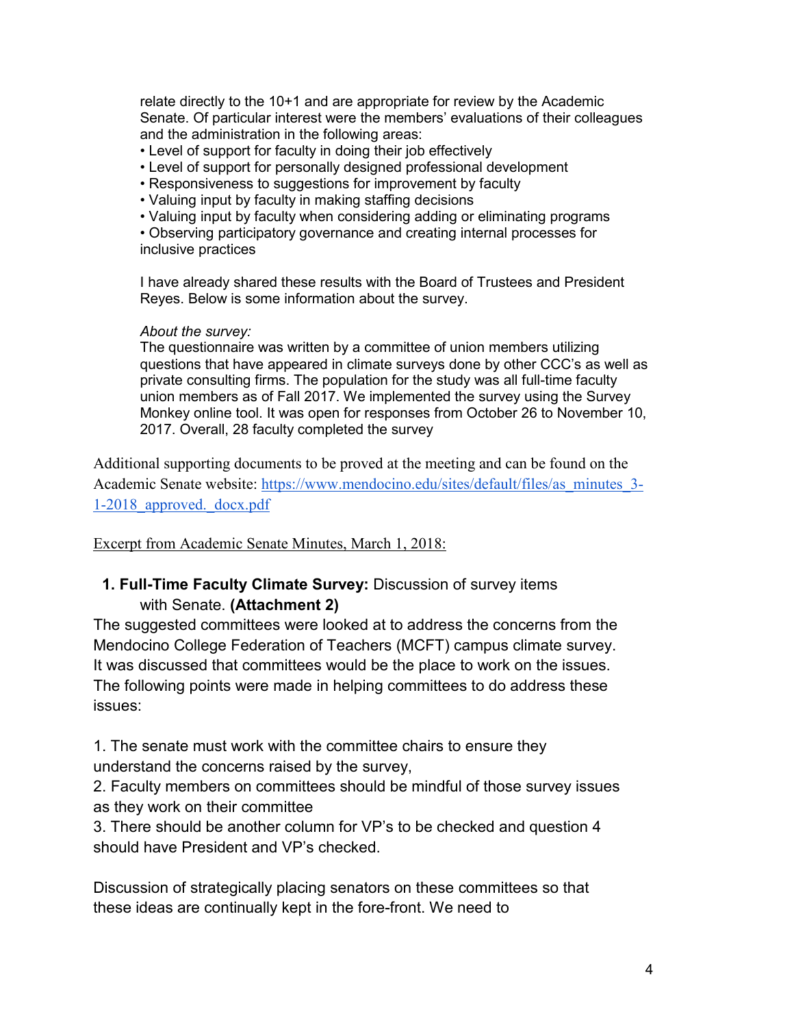relate directly to the 10+1 and are appropriate for review by the Academic Senate. Of particular interest were the members' evaluations of their colleagues and the administration in the following areas:

- Level of support for faculty in doing their job effectively
- Level of support for personally designed professional development
- Responsiveness to suggestions for improvement by faculty
- Valuing input by faculty in making staffing decisions
- Valuing input by faculty when considering adding or eliminating programs
- Observing participatory governance and creating internal processes for inclusive practices

I have already shared these results with the Board of Trustees and President Reyes. Below is some information about the survey.

*About the survey:*
The questionnaire was written by a committee of union members utilizing questions that have appeared in climate surveys done by other CCC's as well as private consulting firms. The population for the study was all full-time faculty union members as of Fall 2017. We implemented the survey using the Survey Monkey online tool. It was open for responses from October 26 to November 10, 2017. Overall, 28 faculty completed the survey

Additional supporting documents to be proved at the meeting and can be found on the Academic Senate website: [https://www.mendocino.edu/sites/default/files/as_minutes_3-1-2018_approved._docx.pdf](https://www.mendocino.edu/sites/default/files/as_minutes_3-1-2018_approved._docx.pdf)

Excerpt from Academic Senate Minutes, March 1, 2018:

1. **Full-Time Faculty Climate Survey:** Discussion of survey items with Senate. **(Attachment 2)**

The suggested committees were looked at to address the concerns from the Mendocino College Federation of Teachers (MCFT) campus climate survey. It was discussed that committees would be the place to work on the issues. The following points were made in helping committees to do address these issues:

1. The senate must work with the committee chairs to ensure they understand the concerns raised by the survey,
2. Faculty members on committees should be mindful of those survey issues as they work on their committee
3. There should be another column for VP's to be checked and question 4 should have President and VP's checked.

Discussion of strategically placing senators on these committees so that these ideas are continually kept in the fore-front. We need to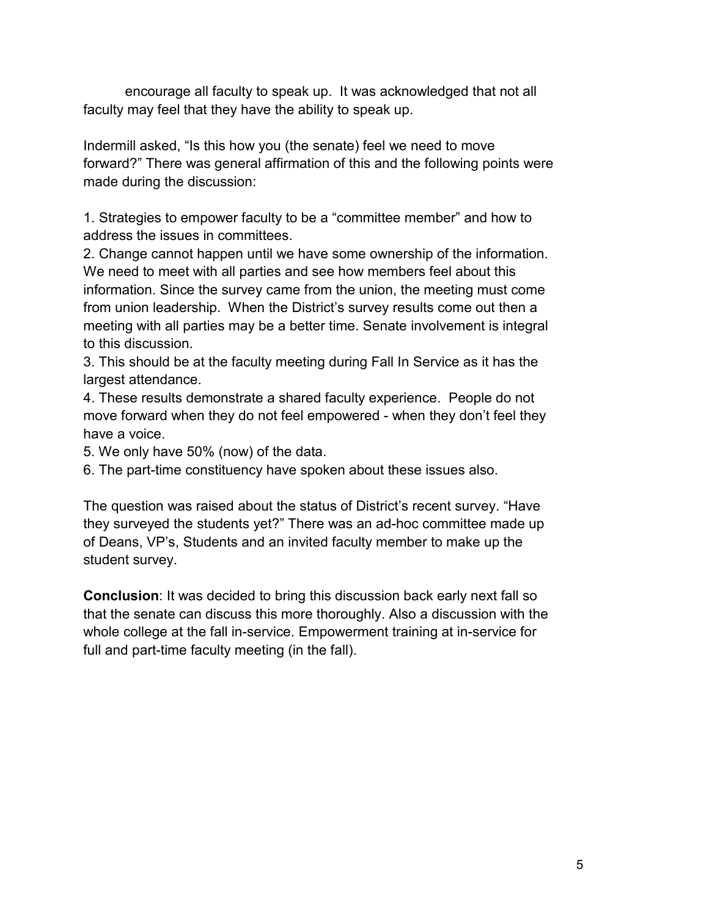encourage all faculty to speak up. It was acknowledged that not all faculty may feel that they have the ability to speak up.

Indermill asked, "Is this how you (the senate) feel we need to move forward?" There was general affirmation of this and the following points were made during the discussion:

1. Strategies to empower faculty to be a "committee member" and how to address the issues in committees.
2. Change cannot happen until we have some ownership of the information. We need to meet with all parties and see how members feel about this information. Since the survey came from the union, the meeting must come from union leadership. When the District's survey results come out then a meeting with all parties may be a better time. Senate involvement is integral to this discussion.
3. This should be at the faculty meeting during Fall In Service as it has the largest attendance.
4. These results demonstrate a shared faculty experience. People do not move forward when they do not feel empowered - when they don't feel they have a voice.
5. We only have 50% (now) of the data.
6. The part-time constituency have spoken about these issues also.

The question was raised about the status of District's recent survey. "Have they surveyed the students yet?" There was an ad-hoc committee made up of Deans, VP's, Students and an invited faculty member to make up the student survey.

**Conclusion**: It was decided to bring this discussion back early next fall so that the senate can discuss this more thoroughly. Also a discussion with the whole college at the fall in-service. Empowerment training at in-service for full and part-time faculty meeting (in the fall).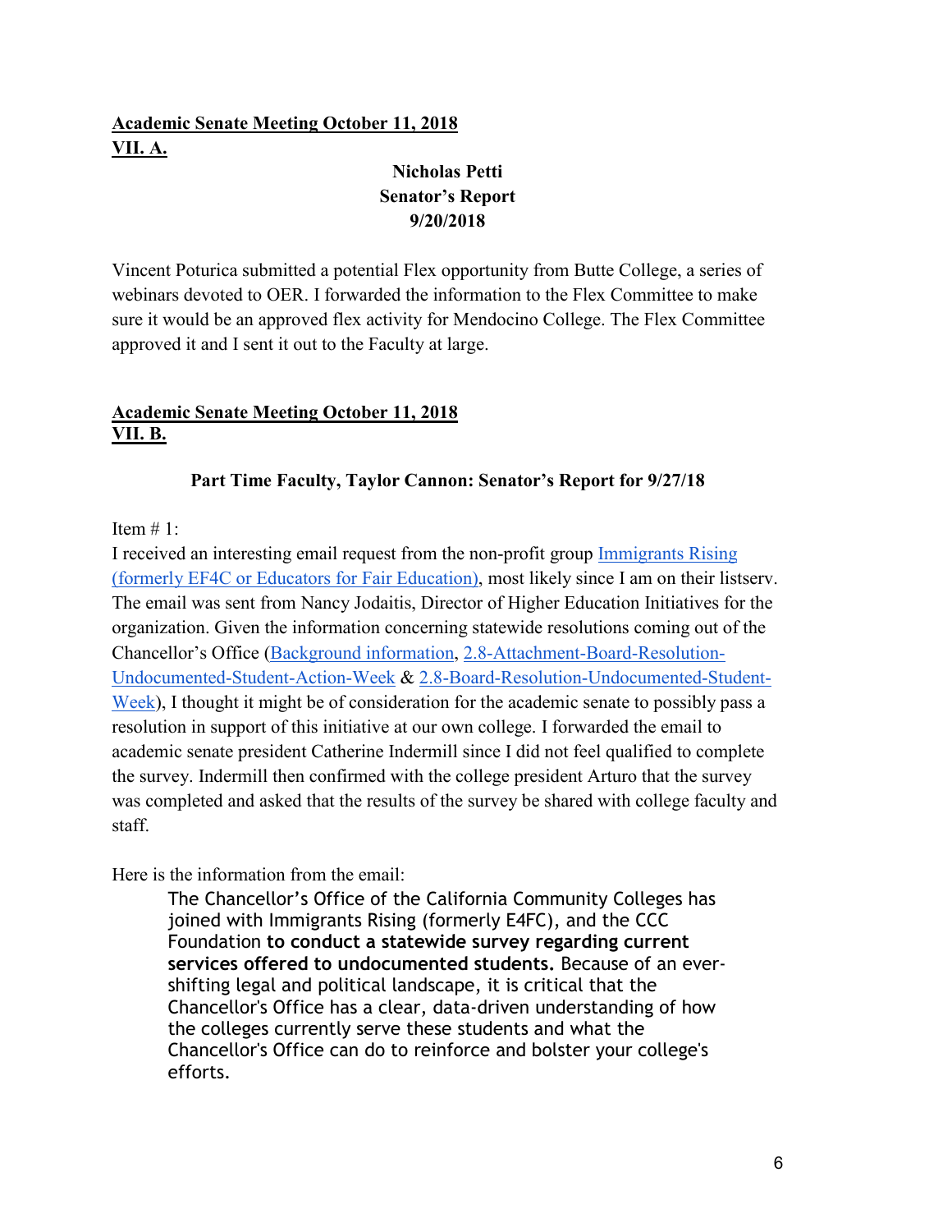**Academic Senate Meeting October 11, 2018**
**VII. A.**

**Nicholas Petti**
**Senator's Report**
**9/20/2018**

Vincent Poturica submitted a potential Flex opportunity from Butte College, a series of webinars devoted to OER. I forwarded the information to the Flex Committee to make sure it would be an approved flex activity for Mendocino College. The Flex Committee approved it and I sent it out to the Faculty at large.

**Academic Senate Meeting October 11, 2018**
**VII. B.**

**Part Time Faculty, Taylor Cannon: Senator's Report for 9/27/18**

Item # 1:

I received an interesting email request from the non-profit group Immigrants Rising (formerly EF4C or Educators for Fair Education), most likely since I am on their listserv. The email was sent from Nancy Jodaitis, Director of Higher Education Initiatives for the organization. Given the information concerning statewide resolutions coming out of the Chancellor's Office (Background information, 2.8-Attachment-Board-Resolution-Undocumented-Student-Action-Week & 2.8-Board-Resolution-Undocumented-Student-Week), I thought it might be of consideration for the academic senate to possibly pass a resolution in support of this initiative at our own college. I forwarded the email to academic senate president Catherine Indermill since I did not feel qualified to complete the survey. Indermill then confirmed with the college president Arturo that the survey was completed and asked that the results of the survey be shared with college faculty and staff.

Here is the information from the email:

> The Chancellor's Office of the California Community Colleges has joined with Immigrants Rising (formerly E4FC), and the CCC Foundation **to conduct a statewide survey regarding current services offered to undocumented students.** Because of an ever-shifting legal and political landscape, it is critical that the Chancellor's Office has a clear, data-driven understanding of how the colleges currently serve these students and what the Chancellor's Office can do to reinforce and bolster your college's efforts.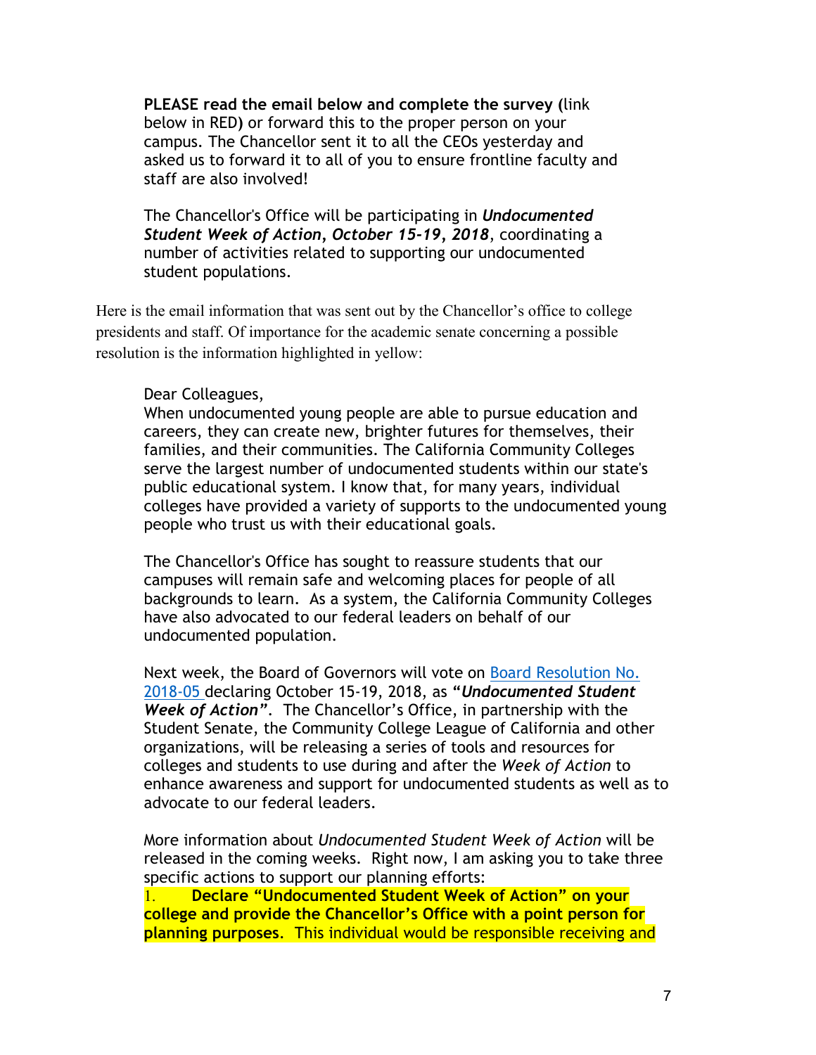**PLEASE read the email below and complete the survey (**link below in RED**)** or forward this to the proper person on your campus. The Chancellor sent it to all the CEOs yesterday and asked us to forward it to all of you to ensure frontline faculty and staff are also involved!

The Chancellor's Office will be participating in ***Undocumented Student Week of Action, October 15-19, 2018***, coordinating a number of activities related to supporting our undocumented student populations.

Here is the email information that was sent out by the Chancellor's office to college presidents and staff. Of importance for the academic senate concerning a possible resolution is the information highlighted in yellow:

Dear Colleagues,
When undocumented young people are able to pursue education and careers, they can create new, brighter futures for themselves, their families, and their communities. The California Community Colleges serve the largest number of undocumented students within our state's public educational system. I know that, for many years, individual colleges have provided a variety of supports to the undocumented young people who trust us with their educational goals.

The Chancellor's Office has sought to reassure students that our campuses will remain safe and welcoming places for people of all backgrounds to learn. As a system, the California Community Colleges have also advocated to our federal leaders on behalf of our undocumented population.

Next week, the Board of Governors will vote on Board Resolution No. 2018-05 declaring October 15-19, 2018, as "***Undocumented Student Week of Action***". The Chancellor's Office, in partnership with the Student Senate, the Community College League of California and other organizations, will be releasing a series of tools and resources for colleges and students to use during and after the *Week of Action* to enhance awareness and support for undocumented students as well as to advocate to our federal leaders.

More information about *Undocumented Student Week of Action* will be released in the coming weeks. Right now, I am asking you to take three specific actions to support our planning efforts:

1. **Declare "Undocumented Student Week of Action" on your college and provide the Chancellor's Office with a point person for planning purposes**. This individual would be responsible receiving and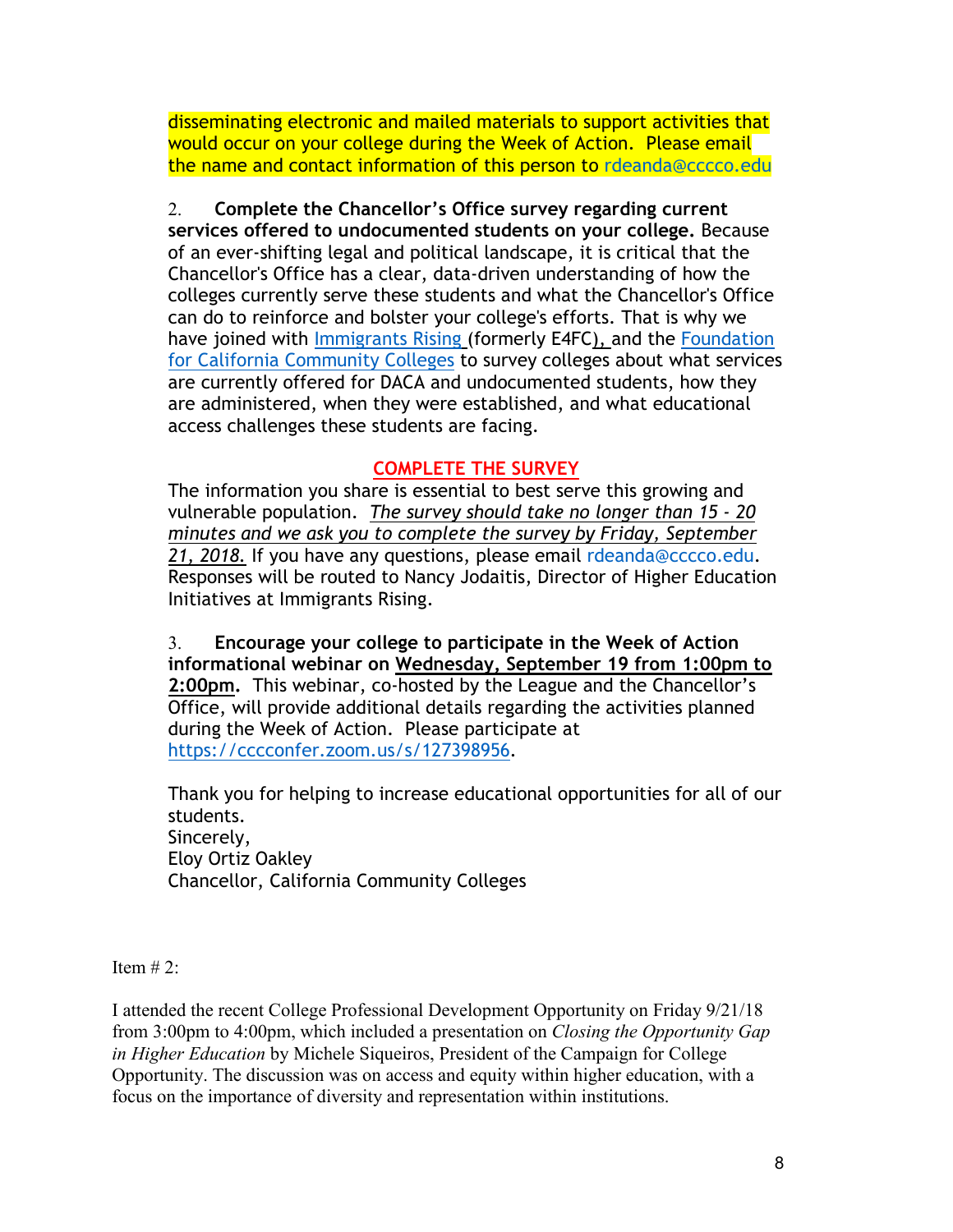disseminating electronic and mailed materials to support activities that would occur on your college during the Week of Action. Please email the name and contact information of this person to rdeanda@cccco.edu

2. **Complete the Chancellor's Office survey regarding current services offered to undocumented students on your college.** Because of an ever-shifting legal and political landscape, it is critical that the Chancellor's Office has a clear, data-driven understanding of how the colleges currently serve these students and what the Chancellor's Office can do to reinforce and bolster your college's efforts. That is why we have joined with Immigrants Rising (formerly E4FC), and the Foundation for California Community Colleges to survey colleges about what services are currently offered for DACA and undocumented students, how they are administered, when they were established, and what educational access challenges these students are facing.

**COMPLETE THE SURVEY**

The information you share is essential to best serve this growing and vulnerable population. *The survey should take no longer than 15 - 20 minutes and we ask you to complete the survey by Friday, September 21, 2018.* If you have any questions, please email rdeanda@cccco.edu. Responses will be routed to Nancy Jodaitis, Director of Higher Education Initiatives at Immigrants Rising.

3. **Encourage your college to participate in the Week of Action informational webinar on Wednesday, September 19 from 1:00pm to 2:00pm.** This webinar, co-hosted by the League and the Chancellor's Office, will provide additional details regarding the activities planned during the Week of Action. Please participate at https://cccconfer.zoom.us/s/127398956.

Thank you for helping to increase educational opportunities for all of our students.
Sincerely,
Eloy Ortiz Oakley
Chancellor, California Community Colleges

Item # 2:

I attended the recent College Professional Development Opportunity on Friday 9/21/18 from 3:00pm to 4:00pm, which included a presentation on *Closing the Opportunity Gap in Higher Education* by Michele Siqueiros, President of the Campaign for College Opportunity. The discussion was on access and equity within higher education, with a focus on the importance of diversity and representation within institutions.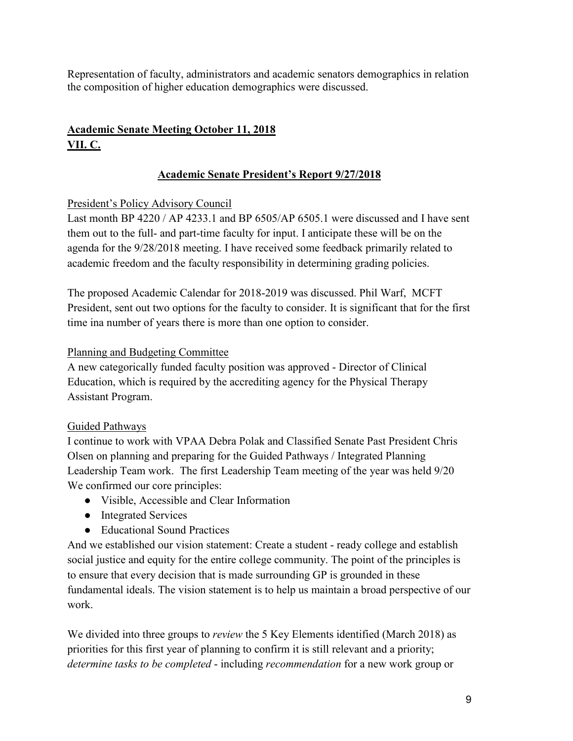Representation of faculty, administrators and academic senators demographics in relation the composition of higher education demographics were discussed.

**Academic Senate Meeting October 11, 2018**
**VII. C.**

## Academic Senate President's Report 9/27/2018

President's Policy Advisory Council

Last month BP 4220 / AP 4233.1 and BP 6505/AP 6505.1 were discussed and I have sent them out to the full- and part-time faculty for input. I anticipate these will be on the agenda for the 9/28/2018 meeting. I have received some feedback primarily related to academic freedom and the faculty responsibility in determining grading policies.

The proposed Academic Calendar for 2018-2019 was discussed. Phil Warf, MCFT President, sent out two options for the faculty to consider. It is significant that for the first time ina number of years there is more than one option to consider.

Planning and Budgeting Committee

A new categorically funded faculty position was approved - Director of Clinical Education, which is required by the accrediting agency for the Physical Therapy Assistant Program.

Guided Pathways

I continue to work with VPAA Debra Polak and Classified Senate Past President Chris Olsen on planning and preparing for the Guided Pathways / Integrated Planning Leadership Team work. The first Leadership Team meeting of the year was held 9/20 We confirmed our core principles:

- Visible, Accessible and Clear Information
- Integrated Services
- Educational Sound Practices

And we established our vision statement: Create a student - ready college and establish social justice and equity for the entire college community. The point of the principles is to ensure that every decision that is made surrounding GP is grounded in these fundamental ideals. The vision statement is to help us maintain a broad perspective of our work.

We divided into three groups to *review* the 5 Key Elements identified (March 2018) as priorities for this first year of planning to confirm it is still relevant and a priority; *determine tasks to be completed* - including *recommendation* for a new work group or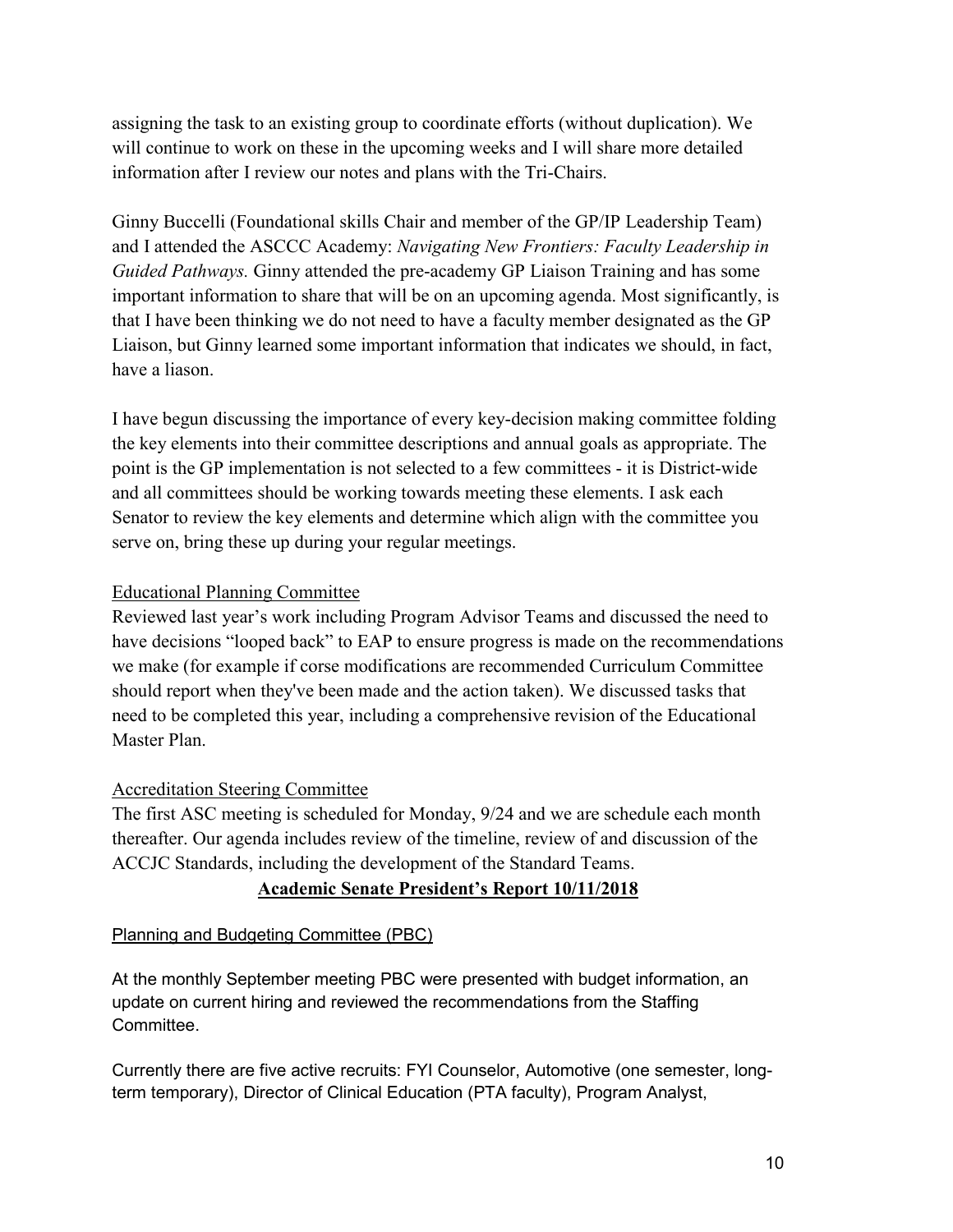assigning the task to an existing group to coordinate efforts (without duplication). We will continue to work on these in the upcoming weeks and I will share more detailed information after I review our notes and plans with the Tri-Chairs.

Ginny Buccelli (Foundational skills Chair and member of the GP/IP Leadership Team) and I attended the ASCCC Academy: *Navigating New Frontiers: Faculty Leadership in Guided Pathways.* Ginny attended the pre-academy GP Liaison Training and has some important information to share that will be on an upcoming agenda. Most significantly, is that I have been thinking we do not need to have a faculty member designated as the GP Liaison, but Ginny learned some important information that indicates we should, in fact, have a liason.

I have begun discussing the importance of every key-decision making committee folding the key elements into their committee descriptions and annual goals as appropriate. The point is the GP implementation is not selected to a few committees - it is District-wide and all committees should be working towards meeting these elements. I ask each Senator to review the key elements and determine which align with the committee you serve on, bring these up during your regular meetings.

<u>Educational Planning Committee</u>

Reviewed last year's work including Program Advisor Teams and discussed the need to have decisions "looped back" to EAP to ensure progress is made on the recommendations we make (for example if corse modifications are recommended Curriculum Committee should report when they've been made and the action taken). We discussed tasks that need to be completed this year, including a comprehensive revision of the Educational Master Plan.

<u>Accreditation Steering Committee</u>

The first ASC meeting is scheduled for Monday, 9/24 and we are schedule each month thereafter. Our agenda includes review of the timeline, review of and discussion of the ACCJC Standards, including the development of the Standard Teams.

## <u>Academic Senate President's Report 10/11/2018</u>

<u>Planning and Budgeting Committee (PBC)</u>

At the monthly September meeting PBC were presented with budget information, an update on current hiring and reviewed the recommendations from the Staffing Committee.

Currently there are five active recruits: FYI Counselor, Automotive (one semester, long-term temporary), Director of Clinical Education (PTA faculty), Program Analyst,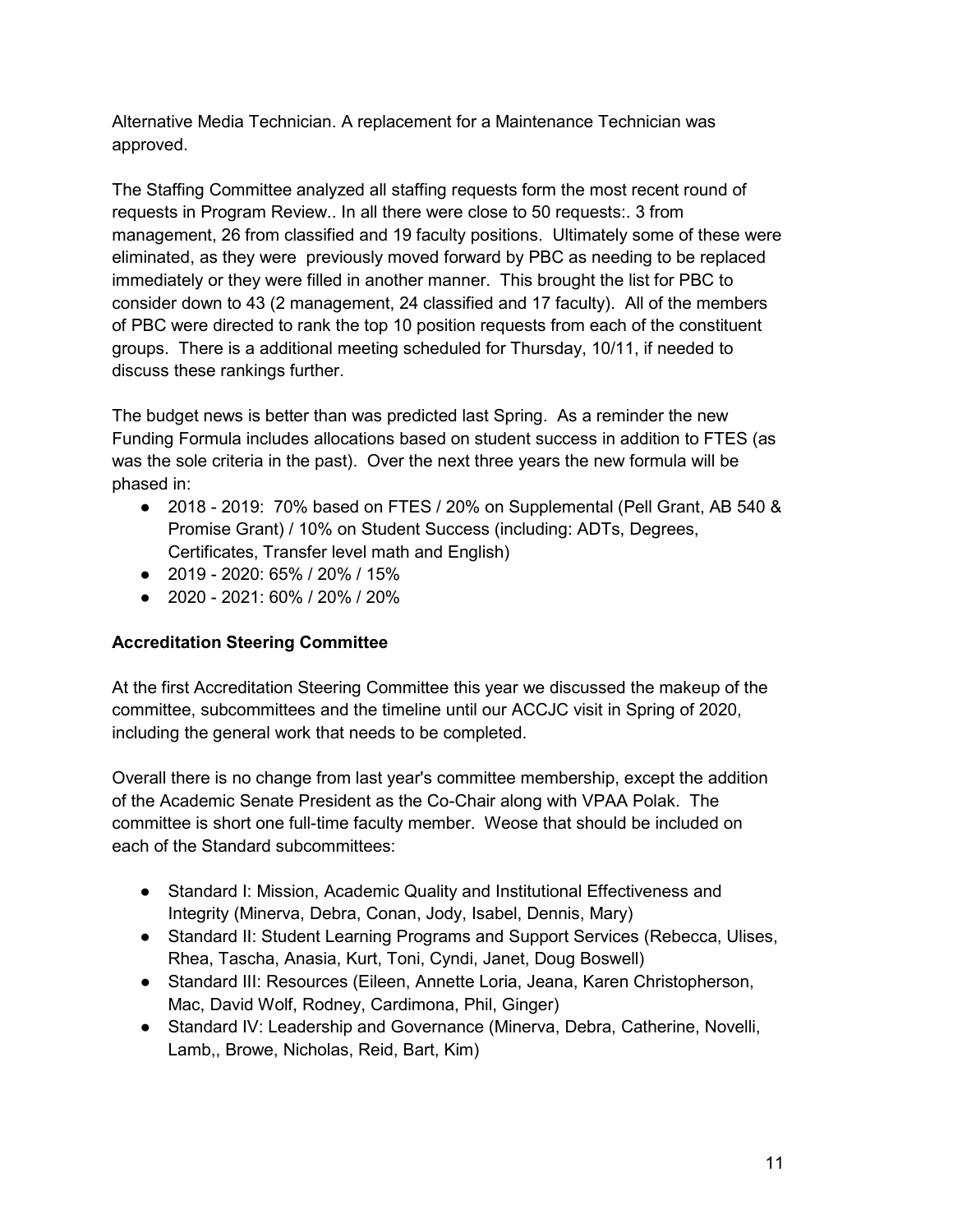Alternative Media Technician. A replacement for a Maintenance Technician was approved.

The Staffing Committee analyzed all staffing requests form the most recent round of requests in Program Review.. In all there were close to 50 requests:. 3 from management, 26 from classified and 19 faculty positions. Ultimately some of these were eliminated, as they were previously moved forward by PBC as needing to be replaced immediately or they were filled in another manner. This brought the list for PBC to consider down to 43 (2 management, 24 classified and 17 faculty). All of the members of PBC were directed to rank the top 10 position requests from each of the constituent groups. There is a additional meeting scheduled for Thursday, 10/11, if needed to discuss these rankings further.

The budget news is better than was predicted last Spring. As a reminder the new Funding Formula includes allocations based on student success in addition to FTES (as was the sole criteria in the past). Over the next three years the new formula will be phased in:

- 2018 - 2019: 70% based on FTES / 20% on Supplemental (Pell Grant, AB 540 & Promise Grant) / 10% on Student Success (including: ADTs, Degrees, Certificates, Transfer level math and English)
- 2019 - 2020: 65% / 20% / 15%
- 2020 - 2021: 60% / 20% / 20%

**Accreditation Steering Committee**

At the first Accreditation Steering Committee this year we discussed the makeup of the committee, subcommittees and the timeline until our ACCJC visit in Spring of 2020, including the general work that needs to be completed.

Overall there is no change from last year's committee membership, except the addition of the Academic Senate President as the Co-Chair along with VPAA Polak. The committee is short one full-time faculty member. Weose that should be included on each of the Standard subcommittees:

- Standard I: Mission, Academic Quality and Institutional Effectiveness and Integrity (Minerva, Debra, Conan, Jody, Isabel, Dennis, Mary)
- Standard II: Student Learning Programs and Support Services (Rebecca, Ulises, Rhea, Tascha, Anasia, Kurt, Toni, Cyndi, Janet, Doug Boswell)
- Standard III: Resources (Eileen, Annette Loria, Jeana, Karen Christopherson, Mac, David Wolf, Rodney, Cardimona, Phil, Ginger)
- Standard IV: Leadership and Governance (Minerva, Debra, Catherine, Novelli, Lamb,, Browe, Nicholas, Reid, Bart, Kim)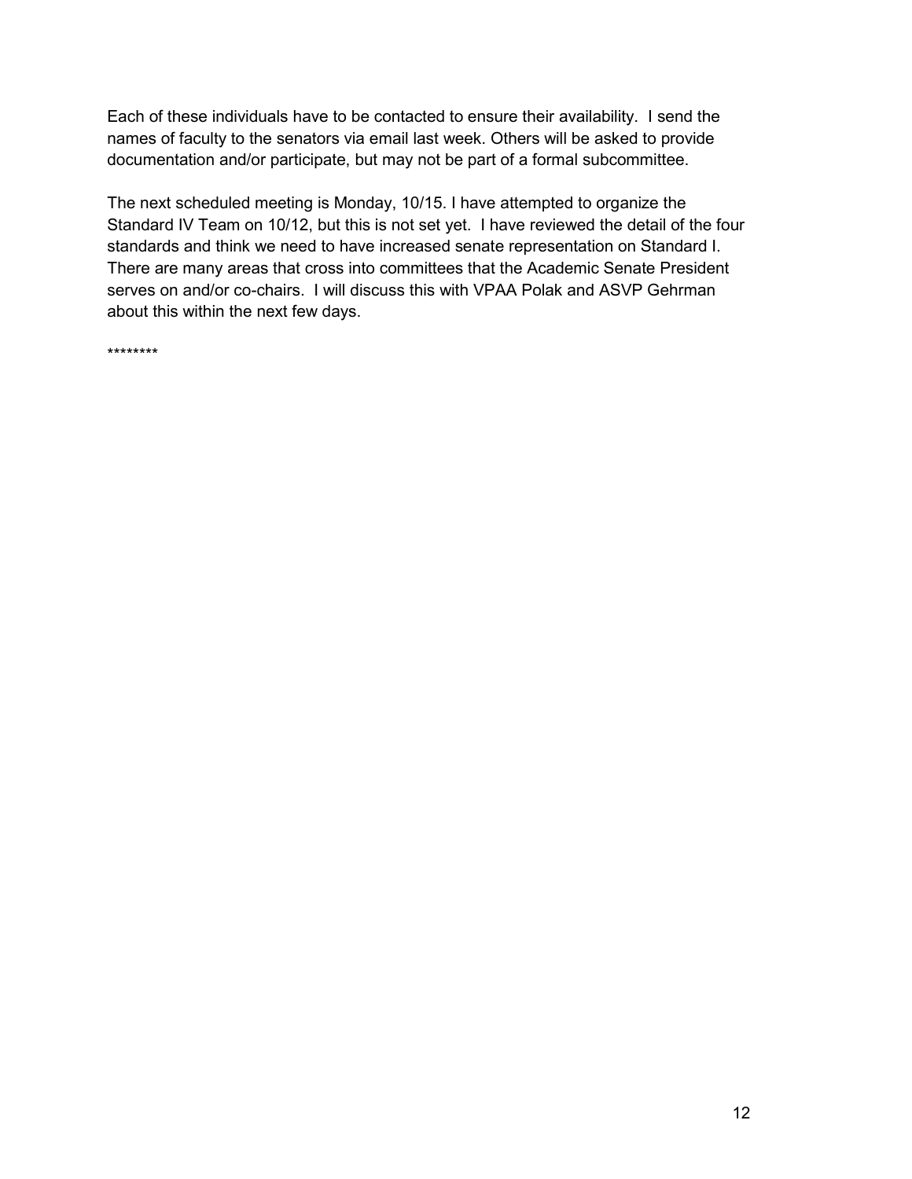Each of these individuals have to be contacted to ensure their availability. I send the names of faculty to the senators via email last week. Others will be asked to provide documentation and/or participate, but may not be part of a formal subcommittee.

The next scheduled meeting is Monday, 10/15. I have attempted to organize the Standard IV Team on 10/12, but this is not set yet. I have reviewed the detail of the four standards and think we need to have increased senate representation on Standard I. There are many areas that cross into committees that the Academic Senate President serves on and/or co-chairs. I will discuss this with VPAA Polak and ASVP Gehrman about this within the next few days.

********